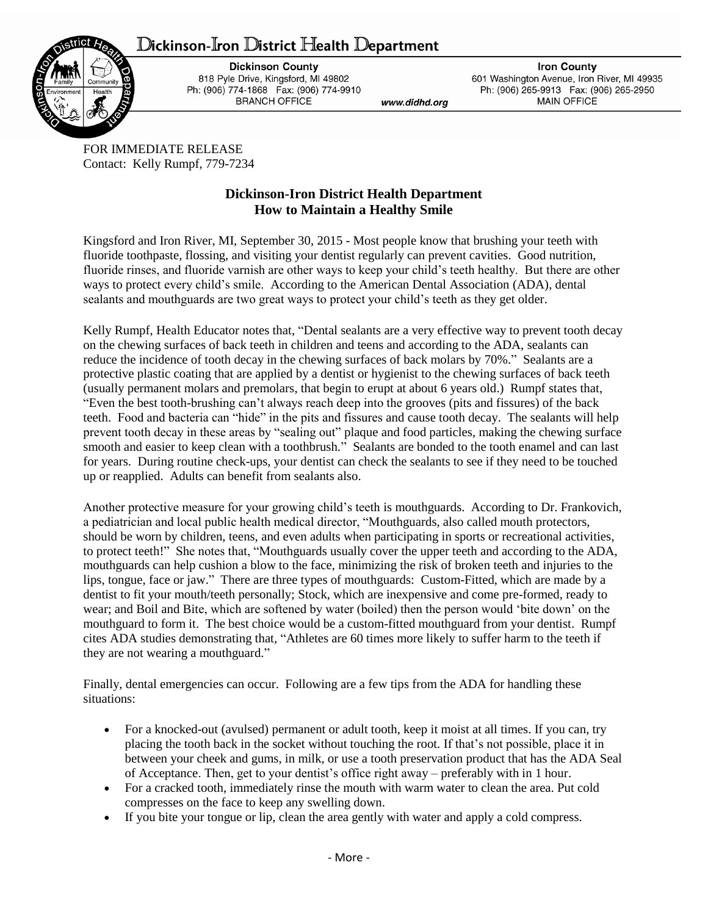# Dickinson-Iron District Health Department

**Dickinson County**
818 Pyle Drive, Kingsford, MI 49802
Ph: (906) 774-1868 Fax: (906) 774-9910
BRANCH OFFICE

www.didhd.org

**Iron County**
601 Washington Avenue, Iron River, MI 49935
Ph: (906) 265-9913 Fax: (906) 265-2950
MAIN OFFICE

FOR IMMEDIATE RELEASE
Contact: Kelly Rumpf, 779-7234

## Dickinson-Iron District Health Department
## How to Maintain a Healthy Smile

Kingsford and Iron River, MI, September 30, 2015 - Most people know that brushing your teeth with fluoride toothpaste, flossing, and visiting your dentist regularly can prevent cavities. Good nutrition, fluoride rinses, and fluoride varnish are other ways to keep your child's teeth healthy. But there are other ways to protect every child's smile. According to the American Dental Association (ADA), dental sealants and mouthguards are two great ways to protect your child's teeth as they get older.

Kelly Rumpf, Health Educator notes that, "Dental sealants are a very effective way to prevent tooth decay on the chewing surfaces of back teeth in children and teens and according to the ADA, sealants can reduce the incidence of tooth decay in the chewing surfaces of back molars by 70%." Sealants are a protective plastic coating that are applied by a dentist or hygienist to the chewing surfaces of back teeth (usually permanent molars and premolars, that begin to erupt at about 6 years old.) Rumpf states that, "Even the best tooth-brushing can't always reach deep into the grooves (pits and fissures) of the back teeth. Food and bacteria can "hide" in the pits and fissures and cause tooth decay. The sealants will help prevent tooth decay in these areas by "sealing out" plaque and food particles, making the chewing surface smooth and easier to keep clean with a toothbrush." Sealants are bonded to the tooth enamel and can last for years. During routine check-ups, your dentist can check the sealants to see if they need to be touched up or reapplied. Adults can benefit from sealants also.

Another protective measure for your growing child's teeth is mouthguards. According to Dr. Frankovich, a pediatrician and local public health medical director, "Mouthguards, also called mouth protectors, should be worn by children, teens, and even adults when participating in sports or recreational activities, to protect teeth!" She notes that, "Mouthguards usually cover the upper teeth and according to the ADA, mouthguards can help cushion a blow to the face, minimizing the risk of broken teeth and injuries to the lips, tongue, face or jaw." There are three types of mouthguards: Custom-Fitted, which are made by a dentist to fit your mouth/teeth personally; Stock, which are inexpensive and come pre-formed, ready to wear; and Boil and Bite, which are softened by water (boiled) then the person would 'bite down' on the mouthguard to form it. The best choice would be a custom-fitted mouthguard from your dentist. Rumpf cites ADA studies demonstrating that, "Athletes are 60 times more likely to suffer harm to the teeth if they are not wearing a mouthguard."

Finally, dental emergencies can occur. Following are a few tips from the ADA for handling these situations:

- For a knocked-out (avulsed) permanent or adult tooth, keep it moist at all times. If you can, try placing the tooth back in the socket without touching the root. If that's not possible, place it in between your cheek and gums, in milk, or use a tooth preservation product that has the ADA Seal of Acceptance. Then, get to your dentist's office right away – preferably with in 1 hour.
- For a cracked tooth, immediately rinse the mouth with warm water to clean the area. Put cold compresses on the face to keep any swelling down.
- If you bite your tongue or lip, clean the area gently with water and apply a cold compress.

- More -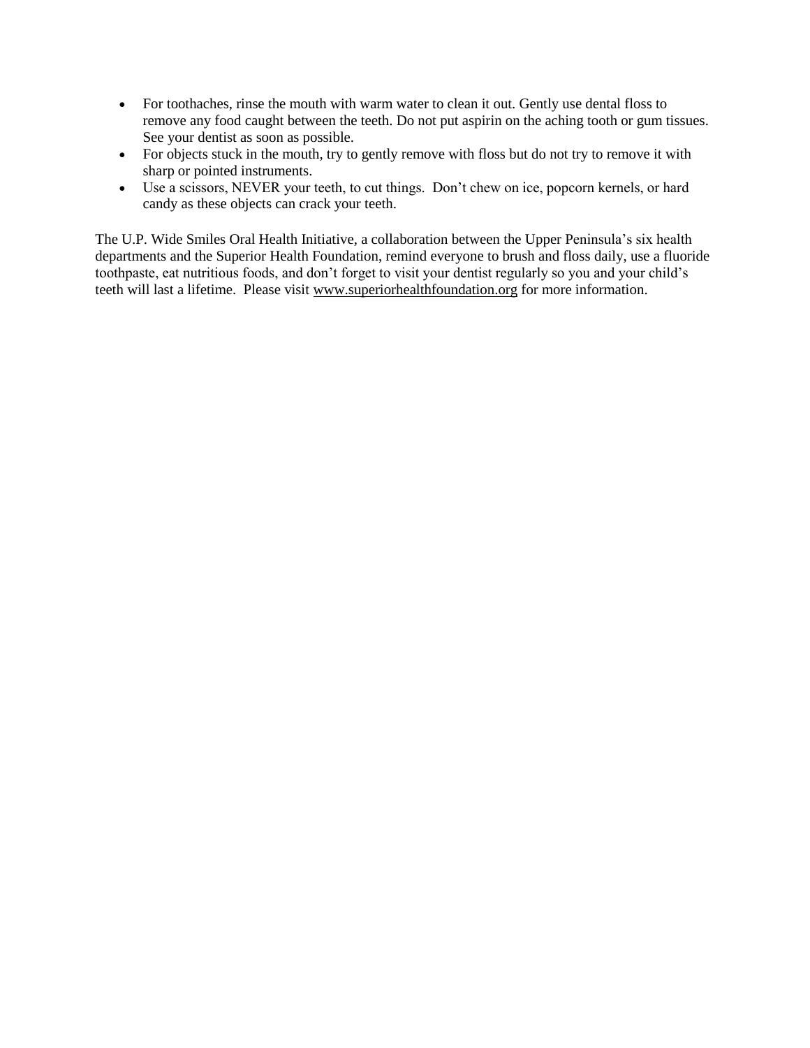- For toothaches, rinse the mouth with warm water to clean it out. Gently use dental floss to remove any food caught between the teeth. Do not put aspirin on the aching tooth or gum tissues. See your dentist as soon as possible.
- For objects stuck in the mouth, try to gently remove with floss but do not try to remove it with sharp or pointed instruments.
- Use a scissors, NEVER your teeth, to cut things. Don't chew on ice, popcorn kernels, or hard candy as these objects can crack your teeth.

The U.P. Wide Smiles Oral Health Initiative, a collaboration between the Upper Peninsula's six health departments and the Superior Health Foundation, remind everyone to brush and floss daily, use a fluoride toothpaste, eat nutritious foods, and don't forget to visit your dentist regularly so you and your child's teeth will last a lifetime. Please visit www.superiorhealthfoundation.org for more information.